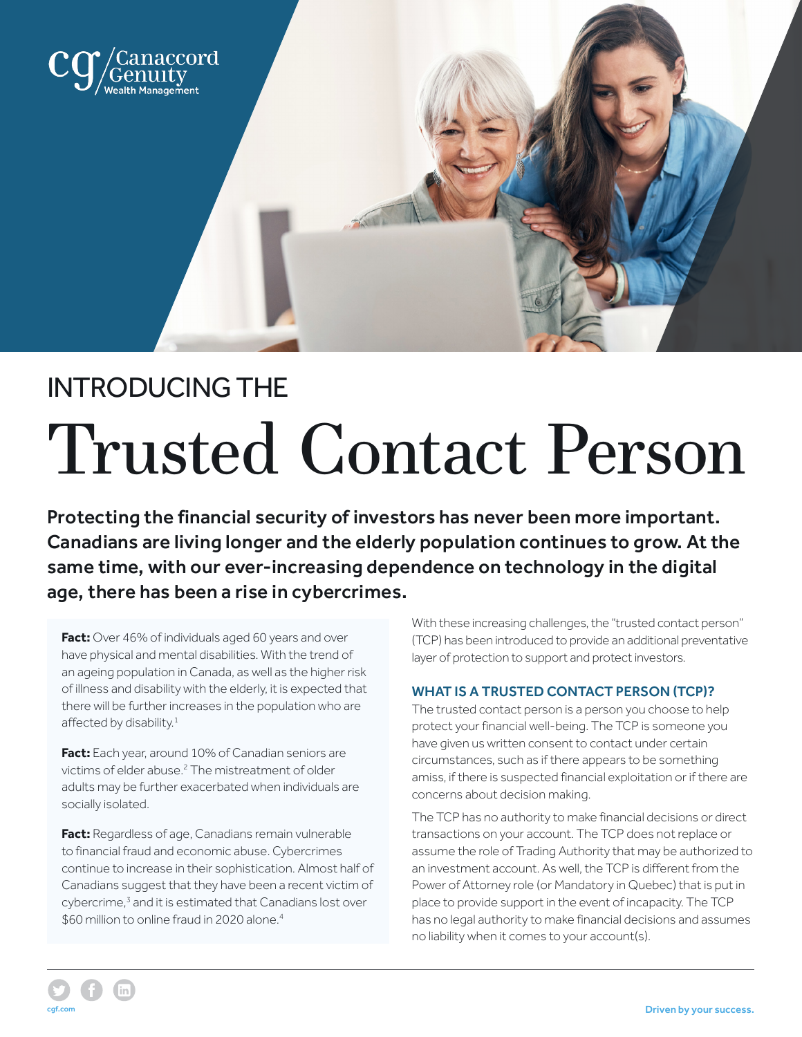# INTRODUCING THE Trusted Contact Person

**Protecting the financial security of investors has never been more important. Canadians are living longer and the elderly population continues to grow. At the same time, with our ever-increasing dependence on technology in the digital age, there has been a rise in cybercrimes.**

**Fact:** Over 46% of individuals aged 60 years and over have physical and mental disabilities. With the trend of an ageing population in Canada, as well as the higher risk of illness and disability with the elderly, it is expected that there will be further increases in the population who are affected by disability.[1]

**Fact:** Each year, around 10% of Canadian seniors are victims of elder abuse.[2] The mistreatment of older adults may be further exacerbated when individuals are socially isolated.

**Fact:** Regardless of age, Canadians remain vulnerable to financial fraud and economic abuse. Cybercrimes continue to increase in their sophistication. Almost half of Canadians suggest that they have been a recent victim of cybercrime,[3] and it is estimated that Canadians lost over $60 million to online fraud in 2020 alone.[4]

With these increasing challenges, the "trusted contact person" (TCP) has been introduced to provide an additional preventative layer of protection to support and protect investors.

## WHAT IS A TRUSTED CONTACT PERSON (TCP)?

The trusted contact person is a person you choose to help protect your financial well-being. The TCP is someone you have given us written consent to contact under certain circumstances, such as if there appears to be something amiss, if there is suspected financial exploitation or if there are concerns about decision making.

The TCP has no authority to make financial decisions or direct transactions on your account. The TCP does not replace or assume the role of Trading Authority that may be authorized to an investment account. As well, the TCP is different from the Power of Attorney role (or Mandatory in Quebec) that is put in place to provide support in the event of incapacity. The TCP has no legal authority to make financial decisions and assumes no liability when it comes to your account(s).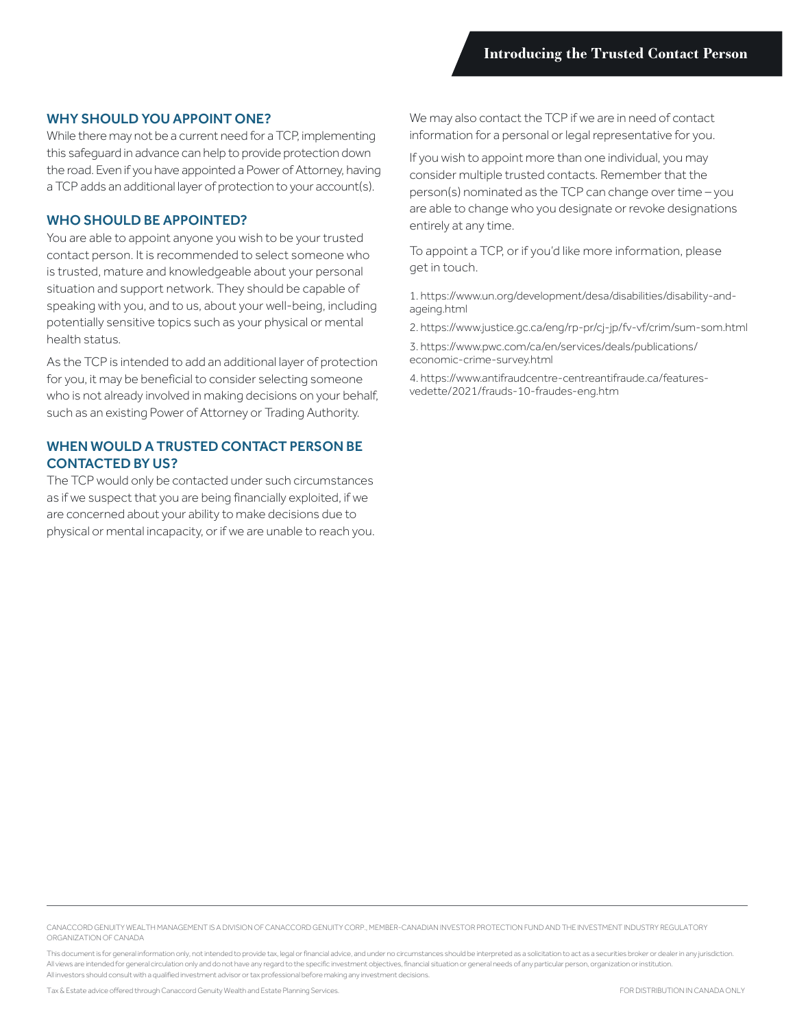## WHY SHOULD YOU APPOINT ONE?

While there may not be a current need for a TCP, implementing this safeguard in advance can help to provide protection down the road. Even if you have appointed a Power of Attorney, having a TCP adds an additional layer of protection to your account(s).

## WHO SHOULD BE APPOINTED?

You are able to appoint anyone you wish to be your trusted contact person. It is recommended to select someone who is trusted, mature and knowledgeable about your personal situation and support network. They should be capable of speaking with you, and to us, about your well-being, including potentially sensitive topics such as your physical or mental health status.

As the TCP is intended to add an additional layer of protection for you, it may be beneficial to consider selecting someone who is not already involved in making decisions on your behalf, such as an existing Power of Attorney or Trading Authority.

## WHEN WOULD A TRUSTED CONTACT PERSON BE CONTACTED BY US?

The TCP would only be contacted under such circumstances as if we suspect that you are being financially exploited, if we are concerned about your ability to make decisions due to physical or mental incapacity, or if we are unable to reach you.

We may also contact the TCP if we are in need of contact information for a personal or legal representative for you.

If you wish to appoint more than one individual, you may consider multiple trusted contacts. Remember that the person(s) nominated as the TCP can change over time – you are able to change who you designate or revoke designations entirely at any time.

To appoint a TCP, or if you'd like more information, please get in touch.

1. https://www.un.org/development/desa/disabilities/disability-and-ageing.html
2. https://www.justice.gc.ca/eng/rp-pr/cj-jp/fv-vf/crim/sum-som.html
3. https://www.pwc.com/ca/en/services/deals/publications/economic-crime-survey.html
4. https://www.antifraudcentre-centreantifraude.ca/features-vedette/2021/frauds-10-fraudes-eng.htm

CANACCORD GENUITY WEALTH MANAGEMENT IS A DIVISION OF CANACCORD GENUITY CORP., MEMBER-CANADIAN INVESTOR PROTECTION FUND AND THE INVESTMENT INDUSTRY REGULATORY ORGANIZATION OF CANADA

This document is for general information only, not intended to provide tax, legal or financial advice, and under no circumstances should be interpreted as a solicitation to act as a securities broker or dealer in any jurisdiction. All views are intended for general circulation only and do not have any regard to the specific investment objectives, financial situation or general needs of any particular person, organization or institution. All investors should consult with a qualified investment advisor or tax professional before making any investment decisions.

Tax & Estate advice offered through Canaccord Genuity Wealth and Estate Planning Services.

FOR DISTRIBUTION IN CANADA ONLY